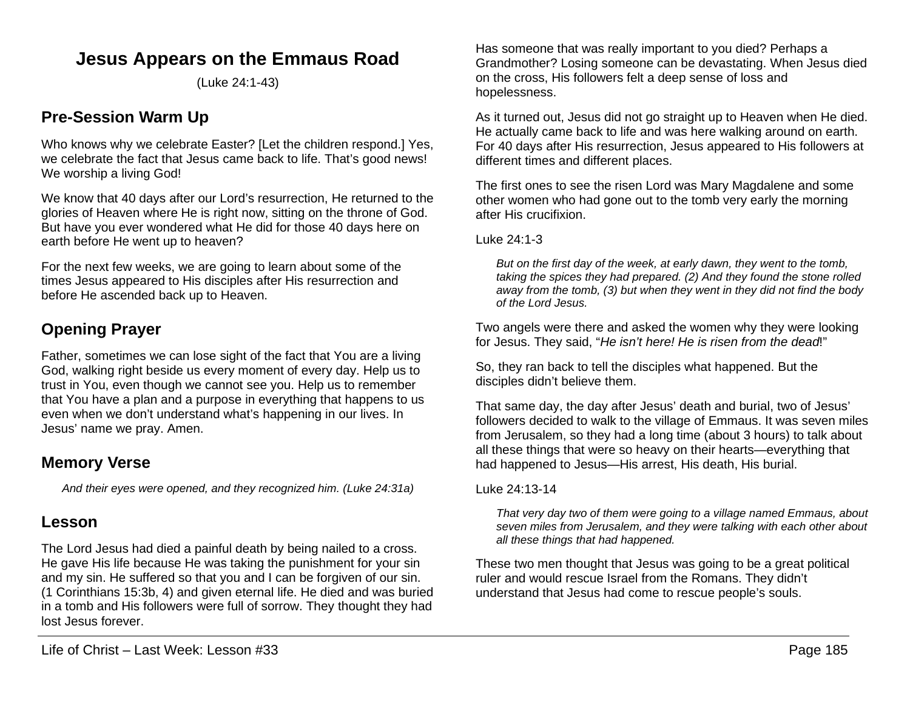# Jesus Appears on the Emmaus Road

(Luke 24:1-43)

## Pre-Session Warm Up

Who knows why we celebrate Easter? [Let the children respond.] Yes, we celebrate the fact that Jesus came back to life. That's good news! We worship a living God!

We know that 40 days after our Lord's resurrection, He returned to the glories of Heaven where He is right now, sitting on the throne of God. But have you ever wondered what He did for those 40 days here on earth before He went up to heaven?

For the next few weeks, we are going to learn about some of the times Jesus appeared to His disciples after His resurrection and before He ascended back up to Heaven.

## Opening Prayer

Father, sometimes we can lose sight of the fact that You are a living God, walking right beside us every moment of every day. Help us to trust in You, even though we cannot see you. Help us to remember that You have a plan and a purpose in everything that happens to us even when we don't understand what's happening in our lives. In Jesus' name we pray. Amen.

## Memory Verse

> *And their eyes were opened, and they recognized him. (Luke 24:31a)*

## Lesson

The Lord Jesus had died a painful death by being nailed to a cross. He gave His life because He was taking the punishment for your sin and my sin. He suffered so that you and I can be forgiven of our sin. (1 Corinthians 15:3b, 4) and given eternal life. He died and was buried in a tomb and His followers were full of sorrow. They thought they had lost Jesus forever.

Has someone that was really important to you died? Perhaps a Grandmother? Losing someone can be devastating. When Jesus died on the cross, His followers felt a deep sense of loss and hopelessness.

As it turned out, Jesus did not go straight up to Heaven when He died. He actually came back to life and was here walking around on earth. For 40 days after His resurrection, Jesus appeared to His followers at different times and different places.

The first ones to see the risen Lord was Mary Magdalene and some other women who had gone out to the tomb very early the morning after His crucifixion.

Luke 24:1-3

> *But on the first day of the week, at early dawn, they went to the tomb, taking the spices they had prepared. (2) And they found the stone rolled away from the tomb, (3) but when they went in they did not find the body of the Lord Jesus.*

Two angels were there and asked the women why they were looking for Jesus. They said, "*He isn't here! He is risen from the dead*!"

So, they ran back to tell the disciples what happened. But the disciples didn't believe them.

That same day, the day after Jesus' death and burial, two of Jesus' followers decided to walk to the village of Emmaus. It was seven miles from Jerusalem, so they had a long time (about 3 hours) to talk about all these things that were so heavy on their hearts—everything that had happened to Jesus—His arrest, His death, His burial.

Luke 24:13-14

> *That very day two of them were going to a village named Emmaus, about seven miles from Jerusalem, and they were talking with each other about all these things that had happened.*

These two men thought that Jesus was going to be a great political ruler and would rescue Israel from the Romans. They didn't understand that Jesus had come to rescue people's souls.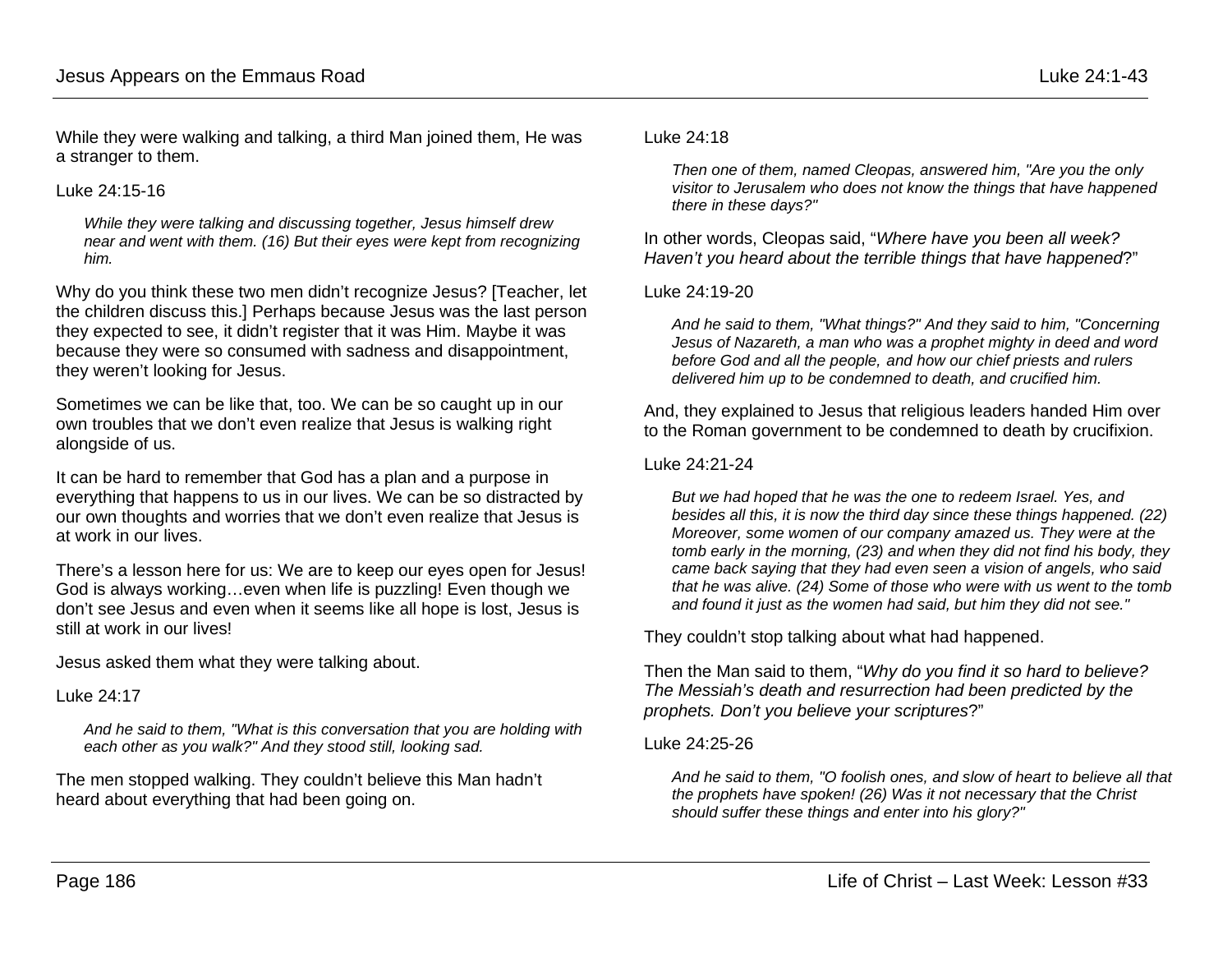While they were walking and talking, a third Man joined them, He was a stranger to them.

Luke 24:15-16

> *While they were talking and discussing together, Jesus himself drew near and went with them. (16) But their eyes were kept from recognizing him.*

Why do you think these two men didn't recognize Jesus? [Teacher, let the children discuss this.] Perhaps because Jesus was the last person they expected to see, it didn't register that it was Him. Maybe it was because they were so consumed with sadness and disappointment, they weren't looking for Jesus.

Sometimes we can be like that, too. We can be so caught up in our own troubles that we don't even realize that Jesus is walking right alongside of us.

It can be hard to remember that God has a plan and a purpose in everything that happens to us in our lives. We can be so distracted by our own thoughts and worries that we don't even realize that Jesus is at work in our lives.

There's a lesson here for us: We are to keep our eyes open for Jesus! God is always working…even when life is puzzling! Even though we don't see Jesus and even when it seems like all hope is lost, Jesus is still at work in our lives!

Jesus asked them what they were talking about.

Luke 24:17

> *And he said to them, "What is this conversation that you are holding with each other as you walk?" And they stood still, looking sad.*

The men stopped walking. They couldn't believe this Man hadn't heard about everything that had been going on.

Luke 24:18

> *Then one of them, named Cleopas, answered him, "Are you the only visitor to Jerusalem who does not know the things that have happened there in these days?"*

In other words, Cleopas said, "*Where have you been all week? Haven't you heard about the terrible things that have happened*?"

Luke 24:19-20

> *And he said to them, "What things?" And they said to him, "Concerning Jesus of Nazareth, a man who was a prophet mighty in deed and word before God and all the people, and how our chief priests and rulers delivered him up to be condemned to death, and crucified him.*

And, they explained to Jesus that religious leaders handed Him over to the Roman government to be condemned to death by crucifixion.

Luke 24:21-24

> *But we had hoped that he was the one to redeem Israel. Yes, and besides all this, it is now the third day since these things happened. (22) Moreover, some women of our company amazed us. They were at the tomb early in the morning, (23) and when they did not find his body, they came back saying that they had even seen a vision of angels, who said that he was alive. (24) Some of those who were with us went to the tomb and found it just as the women had said, but him they did not see."*

They couldn't stop talking about what had happened.

Then the Man said to them, "*Why do you find it so hard to believe? The Messiah's death and resurrection had been predicted by the prophets. Don't you believe your scriptures*?"

Luke 24:25-26

> *And he said to them, "O foolish ones, and slow of heart to believe all that the prophets have spoken! (26) Was it not necessary that the Christ should suffer these things and enter into his glory?"*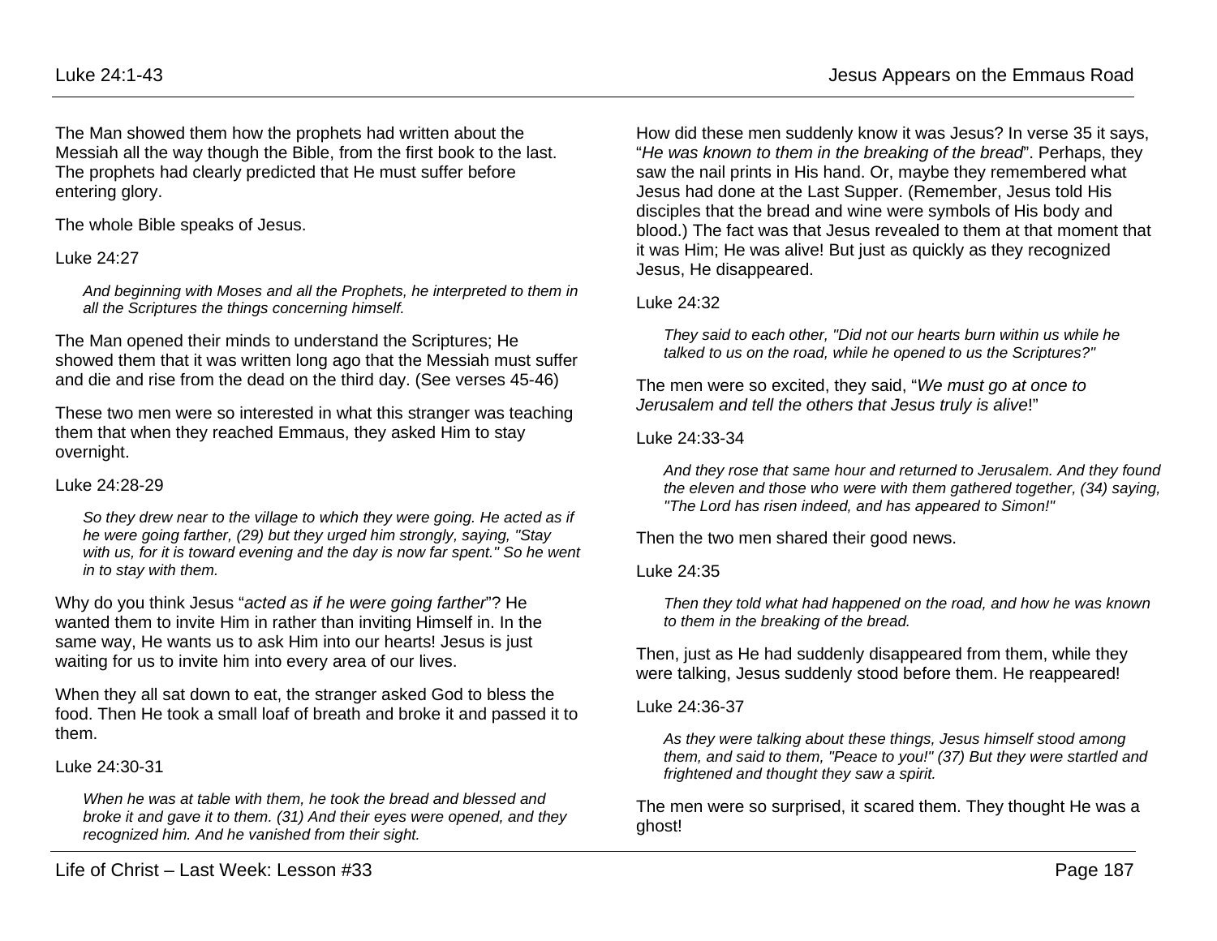The Man showed them how the prophets had written about the Messiah all the way though the Bible, from the first book to the last. The prophets had clearly predicted that He must suffer before entering glory.

The whole Bible speaks of Jesus.

Luke 24:27

> *And beginning with Moses and all the Prophets, he interpreted to them in all the Scriptures the things concerning himself.*

The Man opened their minds to understand the Scriptures; He showed them that it was written long ago that the Messiah must suffer and die and rise from the dead on the third day. (See verses 45-46)

These two men were so interested in what this stranger was teaching them that when they reached Emmaus, they asked Him to stay overnight.

Luke 24:28-29

> *So they drew near to the village to which they were going. He acted as if he were going farther, (29) but they urged him strongly, saying, "Stay with us, for it is toward evening and the day is now far spent." So he went in to stay with them.*

Why do you think Jesus "*acted as if he were going farther*"? He wanted them to invite Him in rather than inviting Himself in. In the same way, He wants us to ask Him into our hearts! Jesus is just waiting for us to invite him into every area of our lives.

When they all sat down to eat, the stranger asked God to bless the food. Then He took a small loaf of breath and broke it and passed it to them.

Luke 24:30-31

> *When he was at table with them, he took the bread and blessed and broke it and gave it to them. (31) And their eyes were opened, and they recognized him. And he vanished from their sight.*

How did these men suddenly know it was Jesus? In verse 35 it says, "*He was known to them in the breaking of the bread*". Perhaps, they saw the nail prints in His hand. Or, maybe they remembered what Jesus had done at the Last Supper. (Remember, Jesus told His disciples that the bread and wine were symbols of His body and blood.) The fact was that Jesus revealed to them at that moment that it was Him; He was alive! But just as quickly as they recognized Jesus, He disappeared.

Luke 24:32

> *They said to each other, "Did not our hearts burn within us while he talked to us on the road, while he opened to us the Scriptures?"*

The men were so excited, they said, "*We must go at once to Jerusalem and tell the others that Jesus truly is alive*!"

Luke 24:33-34

> *And they rose that same hour and returned to Jerusalem. And they found the eleven and those who were with them gathered together, (34) saying, "The Lord has risen indeed, and has appeared to Simon!"*

Then the two men shared their good news.

Luke 24:35

> *Then they told what had happened on the road, and how he was known to them in the breaking of the bread.*

Then, just as He had suddenly disappeared from them, while they were talking, Jesus suddenly stood before them. He reappeared!

Luke 24:36-37

> *As they were talking about these things, Jesus himself stood among them, and said to them, "Peace to you!" (37) But they were startled and frightened and thought they saw a spirit.*

The men were so surprised, it scared them. They thought He was a ghost!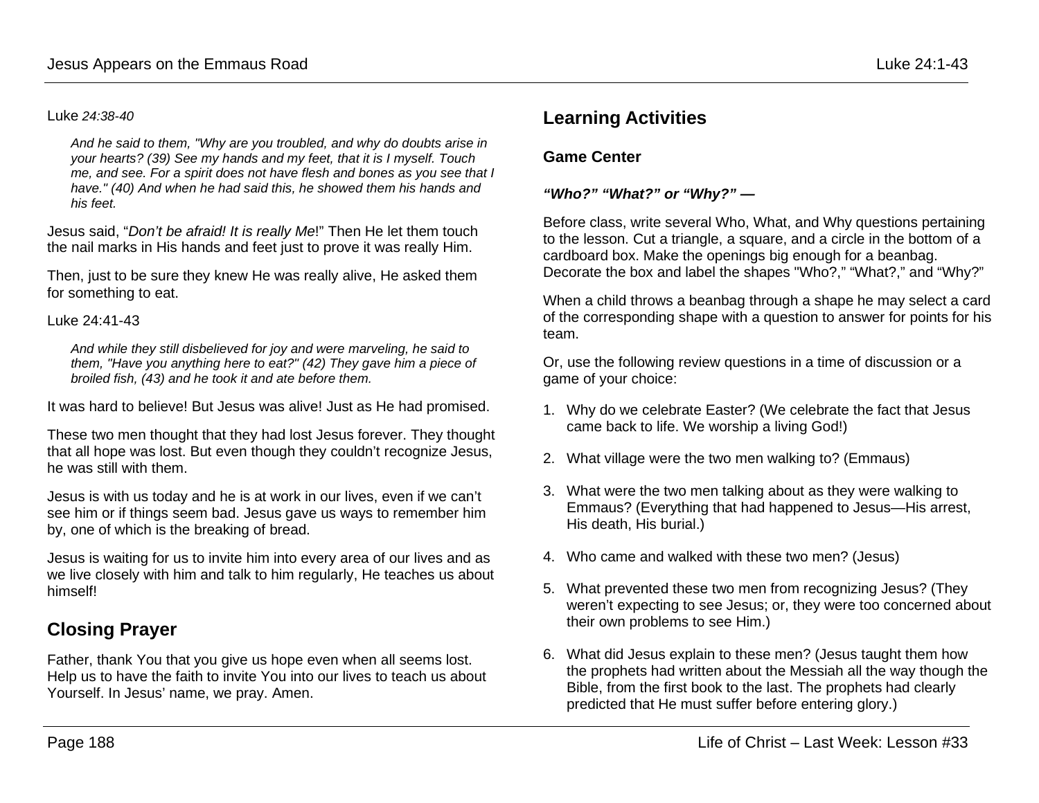Luke *24:38-40*

> *And he said to them, "Why are you troubled, and why do doubts arise in your hearts? (39) See my hands and my feet, that it is I myself. Touch me, and see. For a spirit does not have flesh and bones as you see that I have." (40) And when he had said this, he showed them his hands and his feet.*

Jesus said, "*Don't be afraid! It is really Me*!" Then He let them touch the nail marks in His hands and feet just to prove it was really Him.

Then, just to be sure they knew He was really alive, He asked them for something to eat.

Luke 24:41-43

> *And while they still disbelieved for joy and were marveling, he said to them, "Have you anything here to eat?" (42) They gave him a piece of broiled fish, (43) and he took it and ate before them.*

It was hard to believe! But Jesus was alive! Just as He had promised.

These two men thought that they had lost Jesus forever. They thought that all hope was lost. But even though they couldn't recognize Jesus, he was still with them.

Jesus is with us today and he is at work in our lives, even if we can't see him or if things seem bad. Jesus gave us ways to remember him by, one of which is the breaking of bread.

Jesus is waiting for us to invite him into every area of our lives and as we live closely with him and talk to him regularly, He teaches us about himself!

## Closing Prayer

Father, thank You that you give us hope even when all seems lost. Help us to have the faith to invite You into our lives to teach us about Yourself. In Jesus' name, we pray. Amen.

## Learning Activities

### Game Center

***"Who?" "What?" or "Why?" —***

Before class, write several Who, What, and Why questions pertaining to the lesson. Cut a triangle, a square, and a circle in the bottom of a cardboard box. Make the openings big enough for a beanbag. Decorate the box and label the shapes "Who?," "What?," and "Why?"

When a child throws a beanbag through a shape he may select a card of the corresponding shape with a question to answer for points for his team.

Or, use the following review questions in a time of discussion or a game of your choice:

1. Why do we celebrate Easter? (We celebrate the fact that Jesus came back to life. We worship a living God!)
2. What village were the two men walking to? (Emmaus)
3. What were the two men talking about as they were walking to Emmaus? (Everything that had happened to Jesus—His arrest, His death, His burial.)
4. Who came and walked with these two men? (Jesus)
5. What prevented these two men from recognizing Jesus? (They weren't expecting to see Jesus; or, they were too concerned about their own problems to see Him.)
6. What did Jesus explain to these men? (Jesus taught them how the prophets had written about the Messiah all the way though the Bible, from the first book to the last. The prophets had clearly predicted that He must suffer before entering glory.)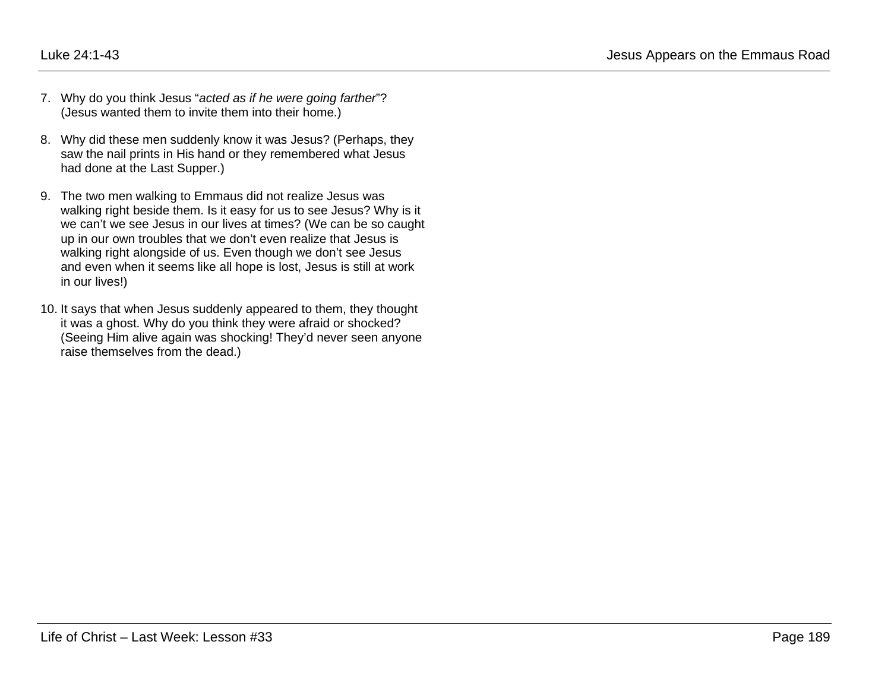7. Why do you think Jesus "*acted as if he were going farther*"? (Jesus wanted them to invite them into their home.)

8. Why did these men suddenly know it was Jesus? (Perhaps, they saw the nail prints in His hand or they remembered what Jesus had done at the Last Supper.)

9. The two men walking to Emmaus did not realize Jesus was walking right beside them. Is it easy for us to see Jesus? Why is it we can't we see Jesus in our lives at times? (We can be so caught up in our own troubles that we don't even realize that Jesus is walking right alongside of us. Even though we don't see Jesus and even when it seems like all hope is lost, Jesus is still at work in our lives!)

10. It says that when Jesus suddenly appeared to them, they thought it was a ghost. Why do you think they were afraid or shocked? (Seeing Him alive again was shocking! They'd never seen anyone raise themselves from the dead.)